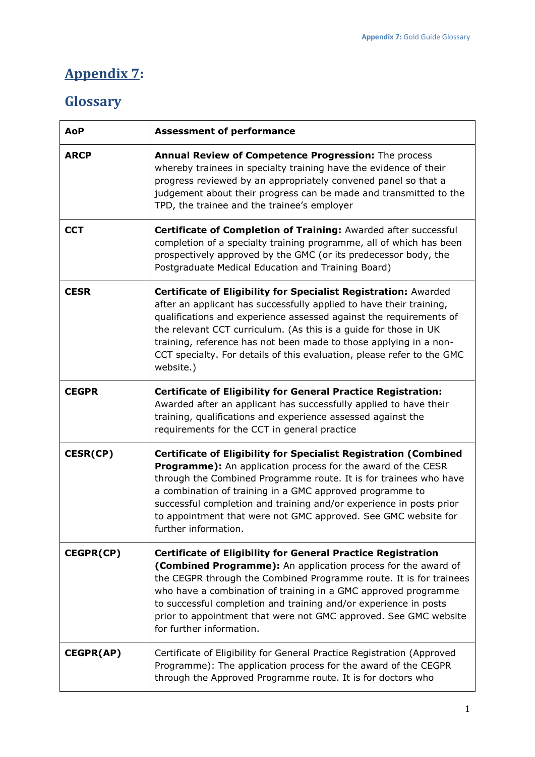# Appendix 7:

## Glossary

| AoP | **Assessment of performance** |
|---|---|
| **ARCP** | **Annual Review of Competence Progression:** The process whereby trainees in specialty training have the evidence of their progress reviewed by an appropriately convened panel so that a judgement about their progress can be made and transmitted to the TPD, the trainee and the trainee's employer |
| **CCT** | **Certificate of Completion of Training:** Awarded after successful completion of a specialty training programme, all of which has been prospectively approved by the GMC (or its predecessor body, the Postgraduate Medical Education and Training Board) |
| **CESR** | **Certificate of Eligibility for Specialist Registration:** Awarded after an applicant has successfully applied to have their training, qualifications and experience assessed against the requirements of the relevant CCT curriculum. (As this is a guide for those in UK training, reference has not been made to those applying in a non-CCT specialty. For details of this evaluation, please refer to the GMC website.) |
| **CEGPR** | **Certificate of Eligibility for General Practice Registration:** Awarded after an applicant has successfully applied to have their training, qualifications and experience assessed against the requirements for the CCT in general practice |
| **CESR(CP)** | **Certificate of Eligibility for Specialist Registration (Combined Programme):** An application process for the award of the CESR through the Combined Programme route. It is for trainees who have a combination of training in a GMC approved programme to successful completion and training and/or experience in posts prior to appointment that were not GMC approved. See GMC website for further information. |
| **CEGPR(CP)** | **Certificate of Eligibility for General Practice Registration (Combined Programme):** An application process for the award of the CEGPR through the Combined Programme route. It is for trainees who have a combination of training in a GMC approved programme to successful completion and training and/or experience in posts prior to appointment that were not GMC approved. See GMC website for further information. |
| **CEGPR(AP)** | Certificate of Eligibility for General Practice Registration (Approved Programme): The application process for the award of the CEGPR through the Approved Programme route. It is for doctors who |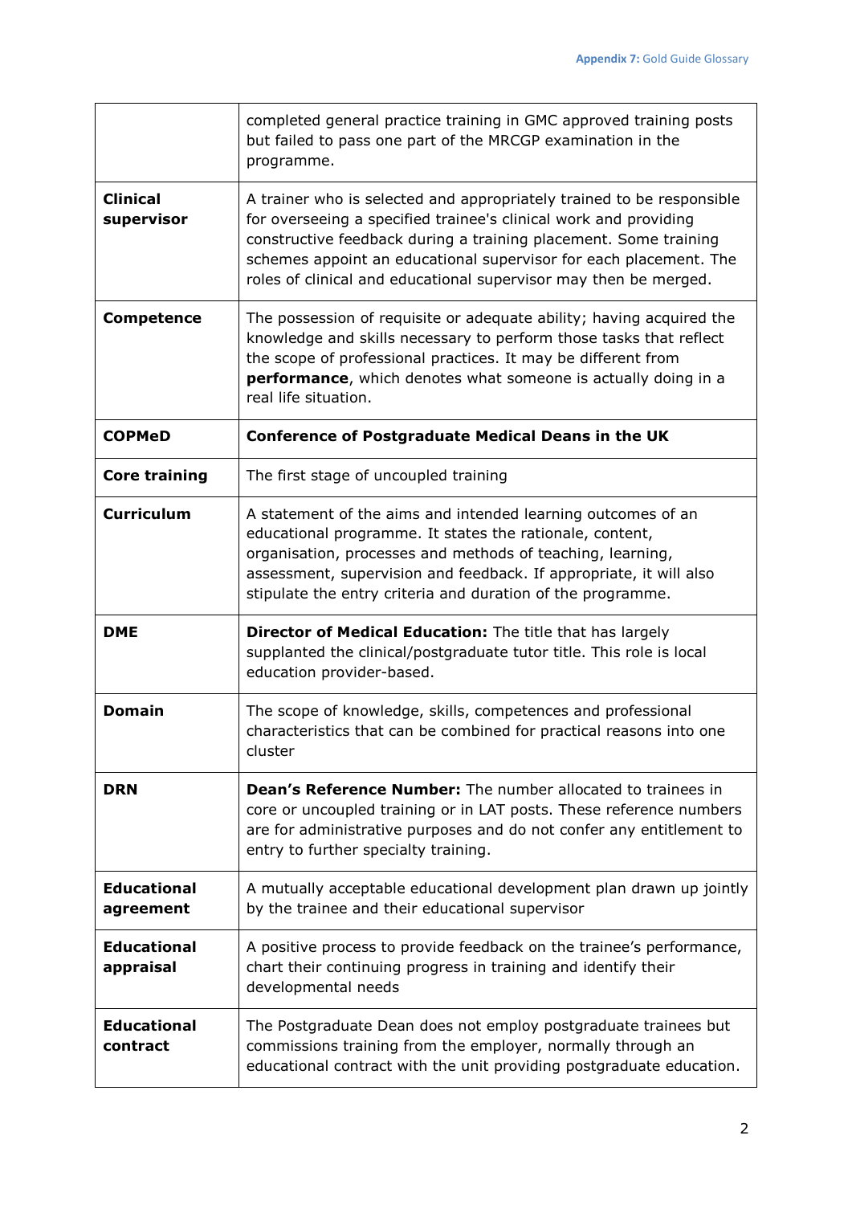| | |
|---|---|
| | completed general practice training in GMC approved training posts but failed to pass one part of the MRCGP examination in the programme. |
| **Clinical supervisor** | A trainer who is selected and appropriately trained to be responsible for overseeing a specified trainee's clinical work and providing constructive feedback during a training placement. Some training schemes appoint an educational supervisor for each placement. The roles of clinical and educational supervisor may then be merged. |
| **Competence** | The possession of requisite or adequate ability; having acquired the knowledge and skills necessary to perform those tasks that reflect the scope of professional practices. It may be different from **performance**, which denotes what someone is actually doing in a real life situation. |
| **COPMeD** | **Conference of Postgraduate Medical Deans in the UK** |
| **Core training** | The first stage of uncoupled training |
| **Curriculum** | A statement of the aims and intended learning outcomes of an educational programme. It states the rationale, content, organisation, processes and methods of teaching, learning, assessment, supervision and feedback. If appropriate, it will also stipulate the entry criteria and duration of the programme. |
| **DME** | **Director of Medical Education:** The title that has largely supplanted the clinical/postgraduate tutor title. This role is local education provider-based. |
| **Domain** | The scope of knowledge, skills, competences and professional characteristics that can be combined for practical reasons into one cluster |
| **DRN** | **Dean's Reference Number:** The number allocated to trainees in core or uncoupled training or in LAT posts. These reference numbers are for administrative purposes and do not confer any entitlement to entry to further specialty training. |
| **Educational agreement** | A mutually acceptable educational development plan drawn up jointly by the trainee and their educational supervisor |
| **Educational appraisal** | A positive process to provide feedback on the trainee's performance, chart their continuing progress in training and identify their developmental needs |
| **Educational contract** | The Postgraduate Dean does not employ postgraduate trainees but commissions training from the employer, normally through an educational contract with the unit providing postgraduate education. |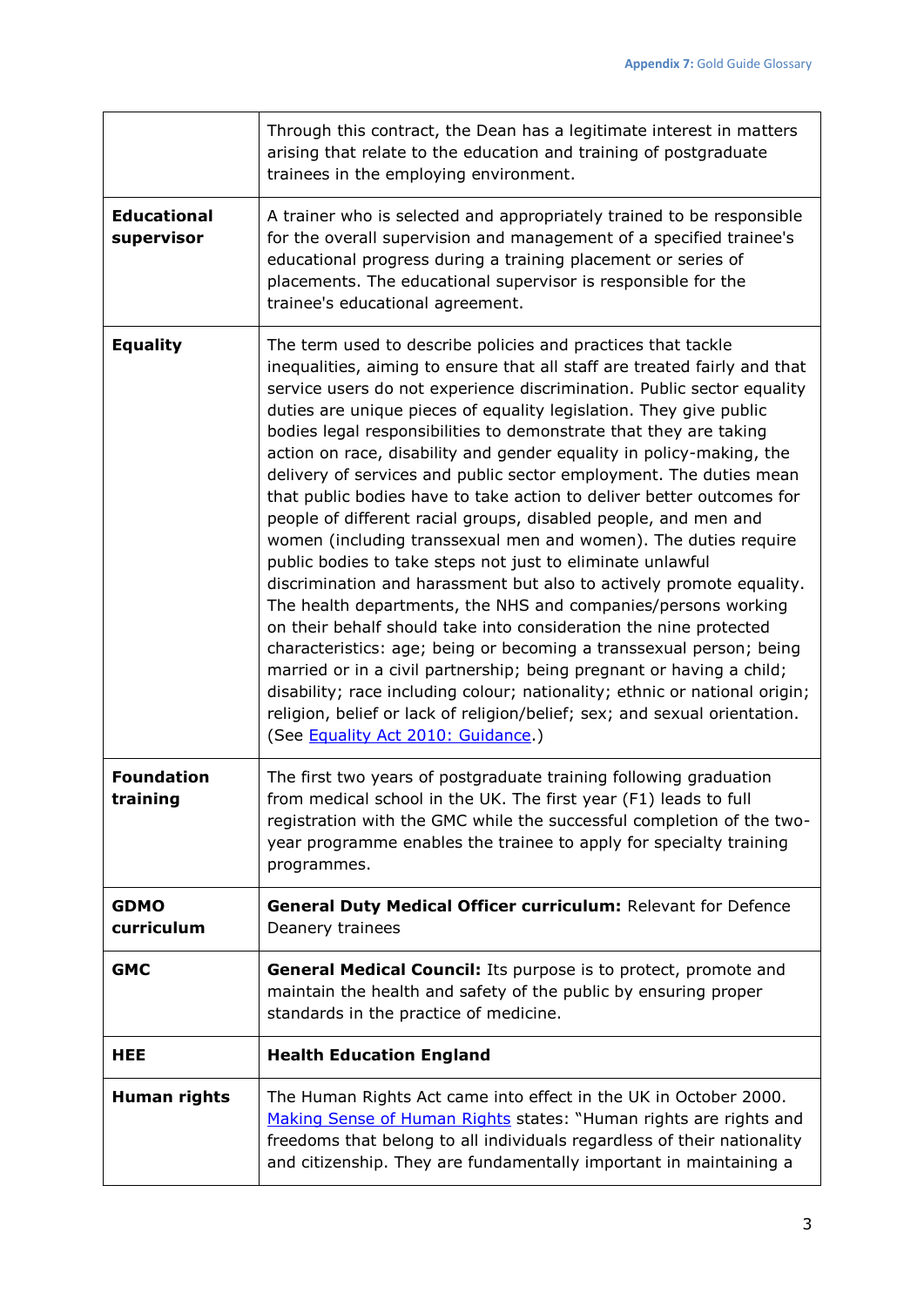|  |  |
|---|---|
|  | Through this contract, the Dean has a legitimate interest in matters arising that relate to the education and training of postgraduate trainees in the employing environment. |
| **Educational supervisor** | A trainer who is selected and appropriately trained to be responsible for the overall supervision and management of a specified trainee's educational progress during a training placement or series of placements. The educational supervisor is responsible for the trainee's educational agreement. |
| **Equality** | The term used to describe policies and practices that tackle inequalities, aiming to ensure that all staff are treated fairly and that service users do not experience discrimination. Public sector equality duties are unique pieces of equality legislation. They give public bodies legal responsibilities to demonstrate that they are taking action on race, disability and gender equality in policy-making, the delivery of services and public sector employment. The duties mean that public bodies have to take action to deliver better outcomes for people of different racial groups, disabled people, and men and women (including transsexual men and women). The duties require public bodies to take steps not just to eliminate unlawful discrimination and harassment but also to actively promote equality. The health departments, the NHS and companies/persons working on their behalf should take into consideration the nine protected characteristics: age; being or becoming a transsexual person; being married or in a civil partnership; being pregnant or having a child; disability; race including colour; nationality; ethnic or national origin; religion, belief or lack of religion/belief; sex; and sexual orientation. (See [Equality Act 2010: Guidance](#).) |
| **Foundation training** | The first two years of postgraduate training following graduation from medical school in the UK. The first year (F1) leads to full registration with the GMC while the successful completion of the two-year programme enables the trainee to apply for specialty training programmes. |
| **GDMO curriculum** | **General Duty Medical Officer curriculum:** Relevant for Defence Deanery trainees |
| **GMC** | **General Medical Council:** Its purpose is to protect, promote and maintain the health and safety of the public by ensuring proper standards in the practice of medicine. |
| **HEE** | **Health Education England** |
| **Human rights** | The Human Rights Act came into effect in the UK in October 2000. [Making Sense of Human Rights](#) states: "Human rights are rights and freedoms that belong to all individuals regardless of their nationality and citizenship. They are fundamentally important in maintaining a |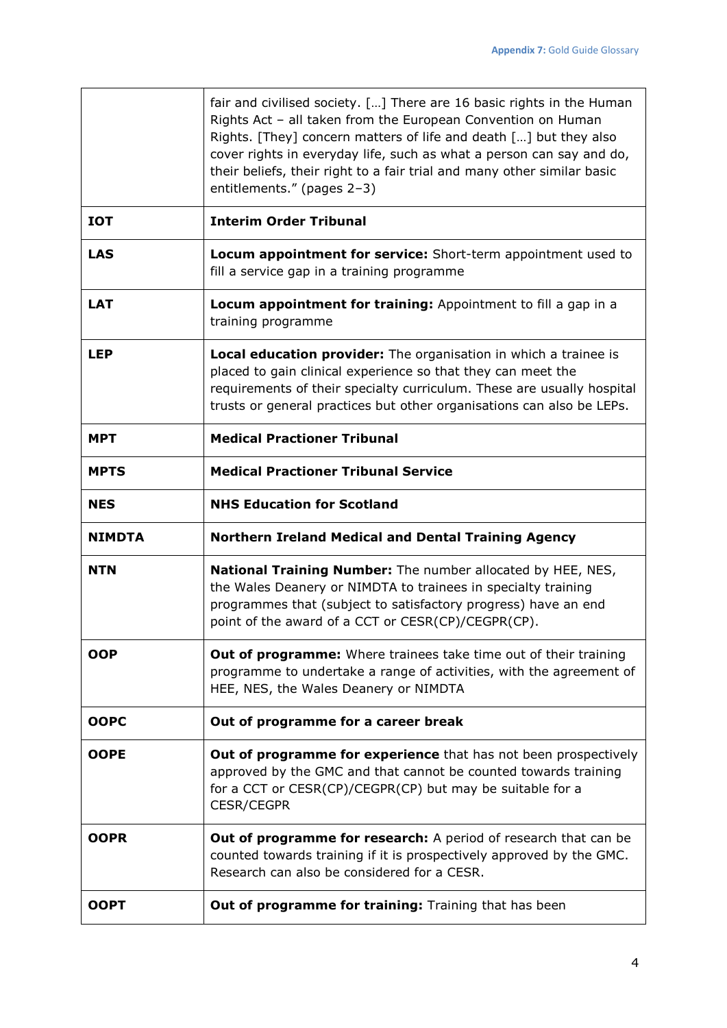| | |
|---|---|
| | fair and civilised society. […] There are 16 basic rights in the Human Rights Act – all taken from the European Convention on Human Rights. [They] concern matters of life and death […] but they also cover rights in everyday life, such as what a person can say and do, their beliefs, their right to a fair trial and many other similar basic entitlements." (pages 2–3) |
| **IOT** | **Interim Order Tribunal** |
| **LAS** | **Locum appointment for service:** Short-term appointment used to fill a service gap in a training programme |
| **LAT** | **Locum appointment for training:** Appointment to fill a gap in a training programme |
| **LEP** | **Local education provider:** The organisation in which a trainee is placed to gain clinical experience so that they can meet the requirements of their specialty curriculum. These are usually hospital trusts or general practices but other organisations can also be LEPs. |
| **MPT** | **Medical Practioner Tribunal** |
| **MPTS** | **Medical Practioner Tribunal Service** |
| **NES** | **NHS Education for Scotland** |
| **NIMDTA** | **Northern Ireland Medical and Dental Training Agency** |
| **NTN** | **National Training Number:** The number allocated by HEE, NES, the Wales Deanery or NIMDTA to trainees in specialty training programmes that (subject to satisfactory progress) have an end point of the award of a CCT or CESR(CP)/CEGPR(CP). |
| **OOP** | **Out of programme:** Where trainees take time out of their training programme to undertake a range of activities, with the agreement of HEE, NES, the Wales Deanery or NIMDTA |
| **OOPC** | **Out of programme for a career break** |
| **OOPE** | **Out of programme for experience** that has not been prospectively approved by the GMC and that cannot be counted towards training for a CCT or CESR(CP)/CEGPR(CP) but may be suitable for a CESR/CEGPR |
| **OOPR** | **Out of programme for research:** A period of research that can be counted towards training if it is prospectively approved by the GMC. Research can also be considered for a CESR. |
| **OOPT** | **Out of programme for training:** Training that has been |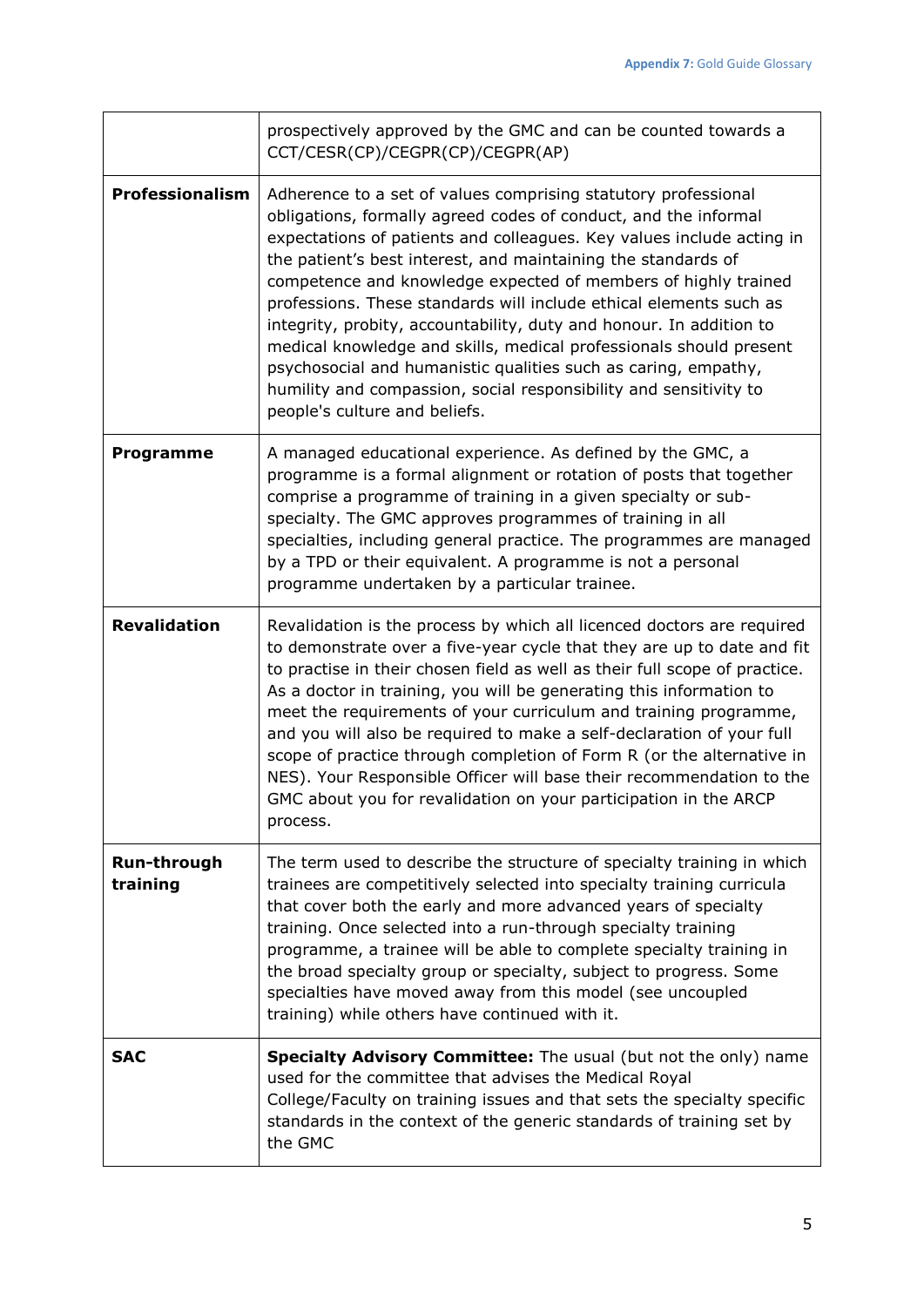| | |
|---|---|
| | prospectively approved by the GMC and can be counted towards a CCT/CESR(CP)/CEGPR(CP)/CEGPR(AP) |
| **Professionalism** | Adherence to a set of values comprising statutory professional obligations, formally agreed codes of conduct, and the informal expectations of patients and colleagues. Key values include acting in the patient's best interest, and maintaining the standards of competence and knowledge expected of members of highly trained professions. These standards will include ethical elements such as integrity, probity, accountability, duty and honour. In addition to medical knowledge and skills, medical professionals should present psychosocial and humanistic qualities such as caring, empathy, humility and compassion, social responsibility and sensitivity to people's culture and beliefs. |
| **Programme** | A managed educational experience. As defined by the GMC, a programme is a formal alignment or rotation of posts that together comprise a programme of training in a given specialty or sub-specialty. The GMC approves programmes of training in all specialties, including general practice. The programmes are managed by a TPD or their equivalent. A programme is not a personal programme undertaken by a particular trainee. |
| **Revalidation** | Revalidation is the process by which all licenced doctors are required to demonstrate over a five-year cycle that they are up to date and fit to practise in their chosen field as well as their full scope of practice. As a doctor in training, you will be generating this information to meet the requirements of your curriculum and training programme, and you will also be required to make a self-declaration of your full scope of practice through completion of Form R (or the alternative in NES). Your Responsible Officer will base their recommendation to the GMC about you for revalidation on your participation in the ARCP process. |
| **Run-through training** | The term used to describe the structure of specialty training in which trainees are competitively selected into specialty training curricula that cover both the early and more advanced years of specialty training. Once selected into a run-through specialty training programme, a trainee will be able to complete specialty training in the broad specialty group or specialty, subject to progress. Some specialties have moved away from this model (see uncoupled training) while others have continued with it. |
| **SAC** | **Specialty Advisory Committee:** The usual (but not the only) name used for the committee that advises the Medical Royal College/Faculty on training issues and that sets the specialty specific standards in the context of the generic standards of training set by the GMC |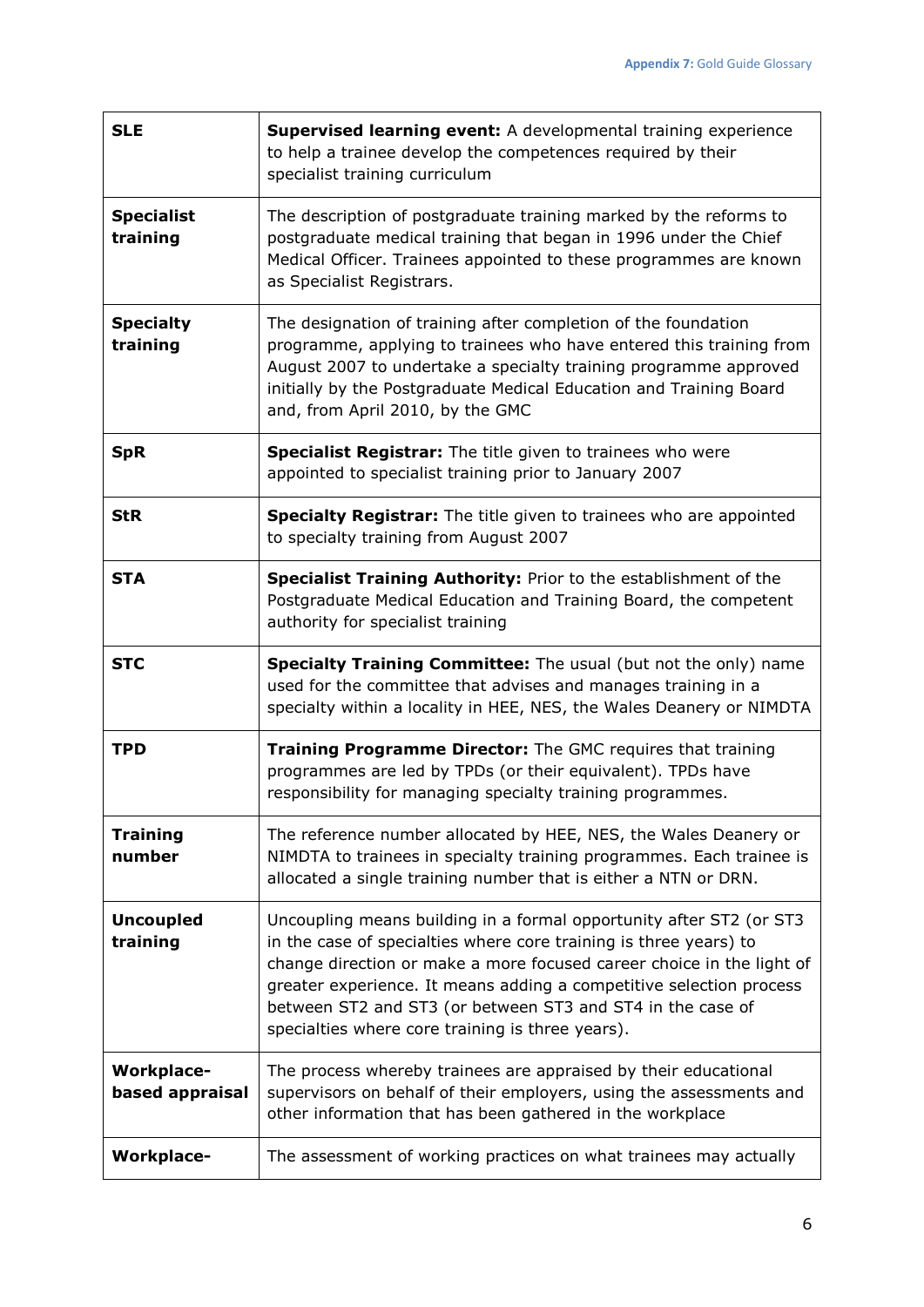| | |
|---|---|
| **SLE** | **Supervised learning event:** A developmental training experience to help a trainee develop the competences required by their specialist training curriculum |
| **Specialist training** | The description of postgraduate training marked by the reforms to postgraduate medical training that began in 1996 under the Chief Medical Officer. Trainees appointed to these programmes are known as Specialist Registrars. |
| **Specialty training** | The designation of training after completion of the foundation programme, applying to trainees who have entered this training from August 2007 to undertake a specialty training programme approved initially by the Postgraduate Medical Education and Training Board and, from April 2010, by the GMC |
| **SpR** | **Specialist Registrar:** The title given to trainees who were appointed to specialist training prior to January 2007 |
| **StR** | **Specialty Registrar:** The title given to trainees who are appointed to specialty training from August 2007 |
| **STA** | **Specialist Training Authority:** Prior to the establishment of the Postgraduate Medical Education and Training Board, the competent authority for specialist training |
| **STC** | **Specialty Training Committee:** The usual (but not the only) name used for the committee that advises and manages training in a specialty within a locality in HEE, NES, the Wales Deanery or NIMDTA |
| **TPD** | **Training Programme Director:** The GMC requires that training programmes are led by TPDs (or their equivalent). TPDs have responsibility for managing specialty training programmes. |
| **Training number** | The reference number allocated by HEE, NES, the Wales Deanery or NIMDTA to trainees in specialty training programmes. Each trainee is allocated a single training number that is either a NTN or DRN. |
| **Uncoupled training** | Uncoupling means building in a formal opportunity after ST2 (or ST3 in the case of specialties where core training is three years) to change direction or make a more focused career choice in the light of greater experience. It means adding a competitive selection process between ST2 and ST3 (or between ST3 and ST4 in the case of specialties where core training is three years). |
| **Workplace-based appraisal** | The process whereby trainees are appraised by their educational supervisors on behalf of their employers, using the assessments and other information that has been gathered in the workplace |
| **Workplace-** | The assessment of working practices on what trainees may actually |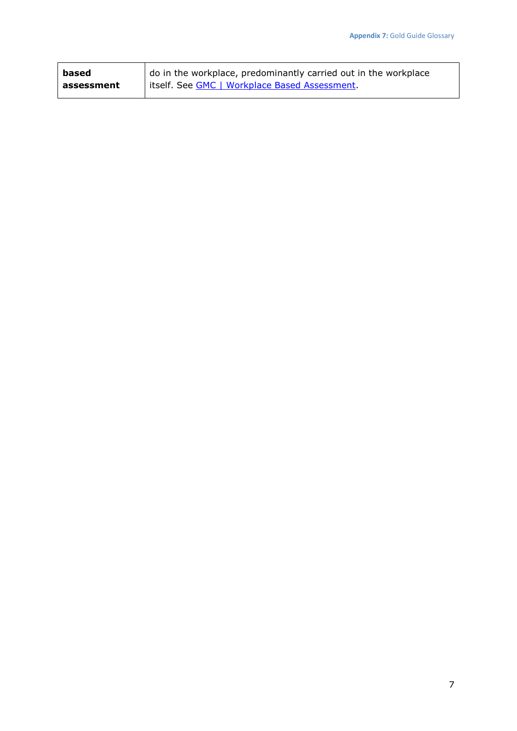| | |
|---|---|
| **based assessment** | do in the workplace, predominantly carried out in the workplace itself. See GMC \| Workplace Based Assessment. |